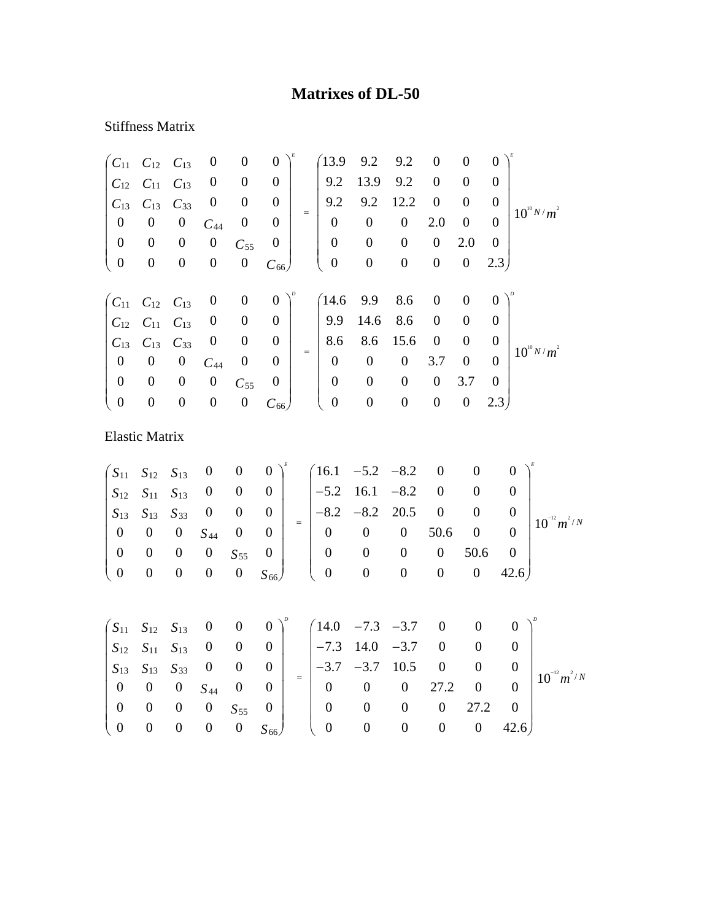# Matrixes of DL-50

Stiffness Matrix

$$\begin{pmatrix} C_{11} & C_{12} & C_{13} & 0 & 0 & 0 \\ C_{12} & C_{11} & C_{13} & 0 & 0 & 0 \\ C_{13} & C_{13} & C_{33} & 0 & 0 & 0 \\ 0 & 0 & 0 & C_{44} & 0 & 0 \\ 0 & 0 & 0 & 0 & C_{55} & 0 \\ 0 & 0 & 0 & 0 & 0 & C_{66} \end{pmatrix}^{E} = \begin{pmatrix} 13.9 & 9.2 & 9.2 & 0 & 0 & 0 \\ 9.2 & 13.9 & 9.2 & 0 & 0 & 0 \\ 9.2 & 9.2 & 12.2 & 0 & 0 & 0 \\ 0 & 0 & 0 & 2.0 & 0 & 0 \\ 0 & 0 & 0 & 0 & 2.0 & 0 \\ 0 & 0 & 0 & 0 & 0 & 2.3 \end{pmatrix}^{E} 10^{10} N/m^{2}$$

$$\begin{pmatrix} C_{11} & C_{12} & C_{13} & 0 & 0 & 0 \\ C_{12} & C_{11} & C_{13} & 0 & 0 & 0 \\ C_{13} & C_{13} & C_{33} & 0 & 0 & 0 \\ 0 & 0 & 0 & C_{44} & 0 & 0 \\ 0 & 0 & 0 & 0 & C_{55} & 0 \\ 0 & 0 & 0 & 0 & 0 & C_{66} \end{pmatrix}^{D} = \begin{pmatrix} 14.6 & 9.9 & 8.6 & 0 & 0 & 0 \\ 9.9 & 14.6 & 8.6 & 0 & 0 & 0 \\ 8.6 & 8.6 & 15.6 & 0 & 0 & 0 \\ 0 & 0 & 0 & 3.7 & 0 & 0 \\ 0 & 0 & 0 & 0 & 3.7 & 0 \\ 0 & 0 & 0 & 0 & 0 & 2.3 \end{pmatrix}^{D} 10^{10} N/m^{2}$$

Elastic Matrix

$$\begin{pmatrix} S_{11} & S_{12} & S_{13} & 0 & 0 & 0 \\ S_{12} & S_{11} & S_{13} & 0 & 0 & 0 \\ S_{13} & S_{13} & S_{33} & 0 & 0 & 0 \\ 0 & 0 & 0 & S_{44} & 0 & 0 \\ 0 & 0 & 0 & 0 & S_{55} & 0 \\ 0 & 0 & 0 & 0 & 0 & S_{66} \end{pmatrix}^{E} = \begin{pmatrix} 16.1 & -5.2 & -8.2 & 0 & 0 & 0 \\ -5.2 & 16.1 & -8.2 & 0 & 0 & 0 \\ -8.2 & -8.2 & 20.5 & 0 & 0 & 0 \\ 0 & 0 & 0 & 50.6 & 0 & 0 \\ 0 & 0 & 0 & 0 & 50.6 & 0 \\ 0 & 0 & 0 & 0 & 0 & 42.6 \end{pmatrix}^{E} 10^{-12} m^{2}/N$$

$$\begin{pmatrix} S_{11} & S_{12} & S_{13} & 0 & 0 & 0 \\ S_{12} & S_{11} & S_{13} & 0 & 0 & 0 \\ S_{13} & S_{13} & S_{33} & 0 & 0 & 0 \\ 0 & 0 & 0 & S_{44} & 0 & 0 \\ 0 & 0 & 0 & 0 & S_{55} & 0 \\ 0 & 0 & 0 & 0 & 0 & S_{66} \end{pmatrix}^{D} = \begin{pmatrix} 14.0 & -7.3 & -3.7 & 0 & 0 & 0 \\ -7.3 & 14.0 & -3.7 & 0 & 0 & 0 \\ -3.7 & -3.7 & 10.5 & 0 & 0 & 0 \\ 0 & 0 & 0 & 27.2 & 0 & 0 \\ 0 & 0 & 0 & 0 & 27.2 & 0 \\ 0 & 0 & 0 & 0 & 0 & 42.6 \end{pmatrix}^{D} 10^{-12} m^{2}/N$$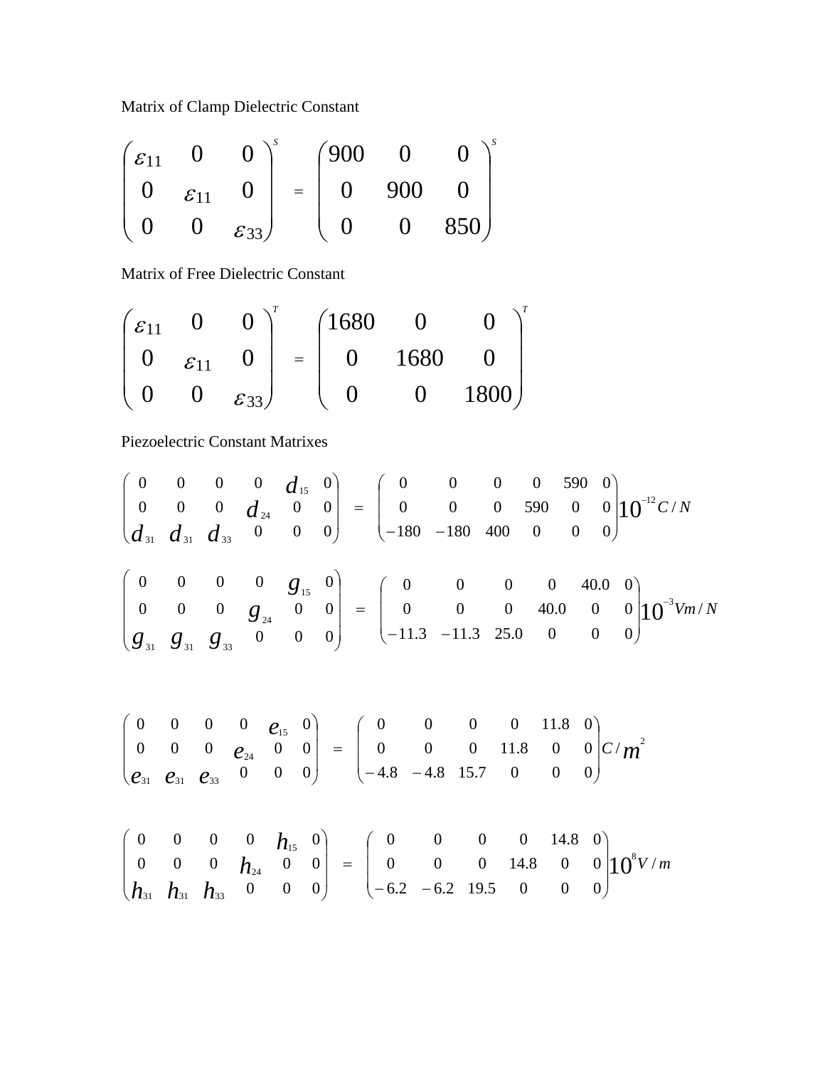Matrix of Clamp Dielectric Constant

$$\begin{pmatrix} \varepsilon_{11} & 0 & 0 \\ 0 & \varepsilon_{11} & 0 \\ 0 & 0 & \varepsilon_{33} \end{pmatrix}^{S} = \begin{pmatrix} 900 & 0 & 0 \\ 0 & 900 & 0 \\ 0 & 0 & 850 \end{pmatrix}^{S}$$

Matrix of Free Dielectric Constant

$$\begin{pmatrix} \varepsilon_{11} & 0 & 0 \\ 0 & \varepsilon_{11} & 0 \\ 0 & 0 & \varepsilon_{33} \end{pmatrix}^{T} = \begin{pmatrix} 1680 & 0 & 0 \\ 0 & 1680 & 0 \\ 0 & 0 & 1800 \end{pmatrix}^{T}$$

Piezoelectric Constant Matrixes

$$\begin{pmatrix} 0 & 0 & 0 & 0 & d_{15} & 0 \\ 0 & 0 & 0 & d_{24} & 0 & 0 \\ d_{31} & d_{31} & d_{33} & 0 & 0 & 0 \end{pmatrix} = \begin{pmatrix} 0 & 0 & 0 & 0 & 590 & 0 \\ 0 & 0 & 0 & 590 & 0 & 0 \\ -180 & -180 & 400 & 0 & 0 & 0 \end{pmatrix} 10^{-12} C/N$$

$$\begin{pmatrix} 0 & 0 & 0 & 0 & g_{15} & 0 \\ 0 & 0 & 0 & g_{24} & 0 & 0 \\ g_{31} & g_{31} & g_{33} & 0 & 0 & 0 \end{pmatrix} = \begin{pmatrix} 0 & 0 & 0 & 0 & 40.0 & 0 \\ 0 & 0 & 0 & 40.0 & 0 & 0 \\ -11.3 & -11.3 & 25.0 & 0 & 0 & 0 \end{pmatrix} 10^{-3} Vm/N$$

$$\begin{pmatrix} 0 & 0 & 0 & 0 & e_{15} & 0 \\ 0 & 0 & 0 & e_{24} & 0 & 0 \\ e_{31} & e_{31} & e_{33} & 0 & 0 & 0 \end{pmatrix} = \begin{pmatrix} 0 & 0 & 0 & 0 & 11.8 & 0 \\ 0 & 0 & 0 & 11.8 & 0 & 0 \\ -4.8 & -4.8 & 15.7 & 0 & 0 & 0 \end{pmatrix} C/m^{2}$$

$$\begin{pmatrix} 0 & 0 & 0 & 0 & h_{15} & 0 \\ 0 & 0 & 0 & h_{24} & 0 & 0 \\ h_{31} & h_{31} & h_{33} & 0 & 0 & 0 \end{pmatrix} = \begin{pmatrix} 0 & 0 & 0 & 0 & 14.8 & 0 \\ 0 & 0 & 0 & 14.8 & 0 & 0 \\ -6.2 & -6.2 & 19.5 & 0 & 0 & 0 \end{pmatrix} 10^{8} V/m$$